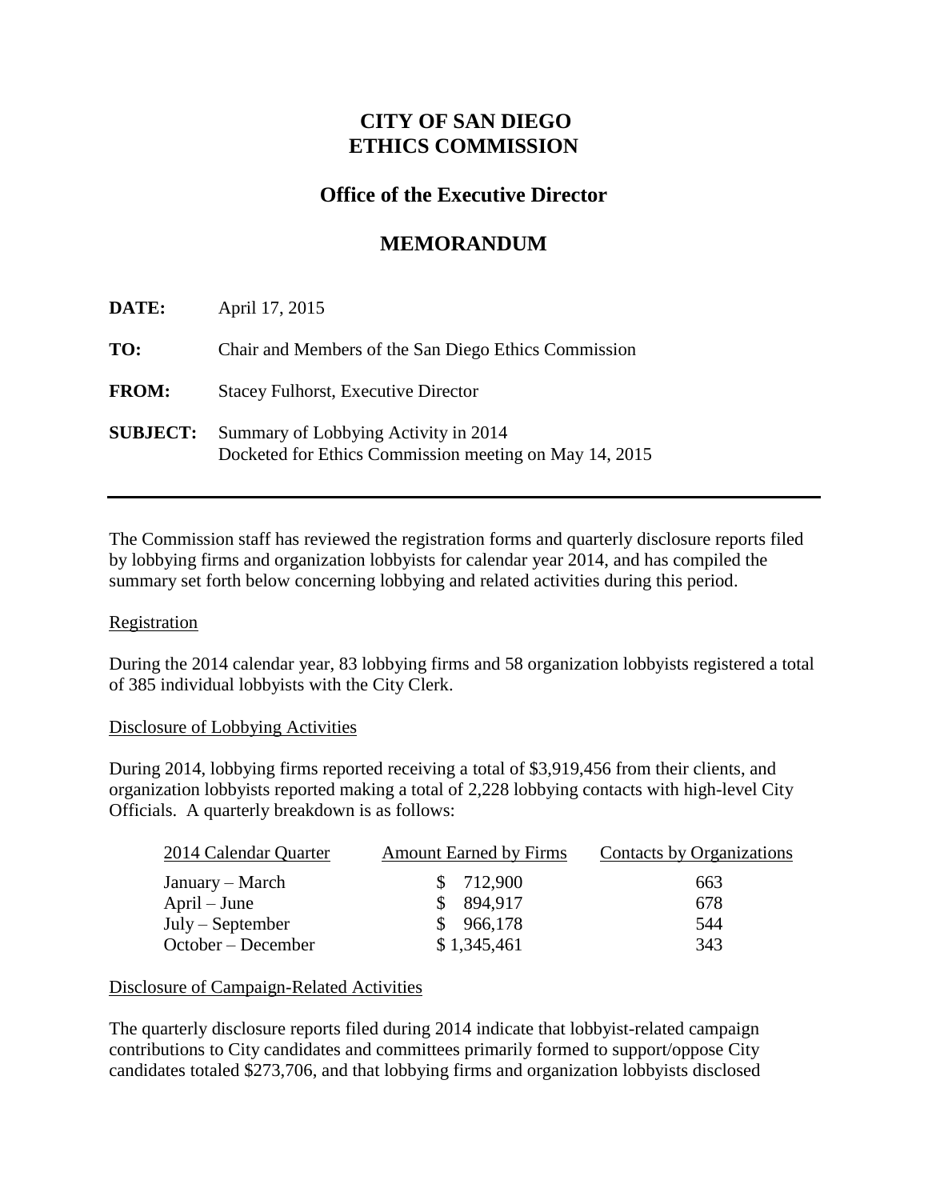# CITY OF SAN DIEGO
# ETHICS COMMISSION

## Office of the Executive Director

## MEMORANDUM

**DATE:** April 17, 2015

**TO:** Chair and Members of the San Diego Ethics Commission

**FROM:** Stacey Fulhorst, Executive Director

**SUBJECT:** Summary of Lobbying Activity in 2014
Docketed for Ethics Commission meeting on May 14, 2015

---

The Commission staff has reviewed the registration forms and quarterly disclosure reports filed by lobbying firms and organization lobbyists for calendar year 2014, and has compiled the summary set forth below concerning lobbying and related activities during this period.

<u>Registration</u>

During the 2014 calendar year, 83 lobbying firms and 58 organization lobbyists registered a total of 385 individual lobbyists with the City Clerk.

<u>Disclosure of Lobbying Activities</u>

During 2014, lobbying firms reported receiving a total of $3,919,456 from their clients, and organization lobbyists reported making a total of 2,228 lobbying contacts with high-level City Officials. A quarterly breakdown is as follows:

| 2014 Calendar Quarter | Amount Earned by Firms | Contacts by Organizations |
|---|---|---|
| January – March | $ 712,900 | 663 |
| April – June | $ 894,917 | 678 |
| July – September | $ 966,178 | 544 |
| October – December | $ 1,345,461 | 343 |

<u>Disclosure of Campaign-Related Activities</u>

The quarterly disclosure reports filed during 2014 indicate that lobbyist-related campaign contributions to City candidates and committees primarily formed to support/oppose City candidates totaled $273,706, and that lobbying firms and organization lobbyists disclosed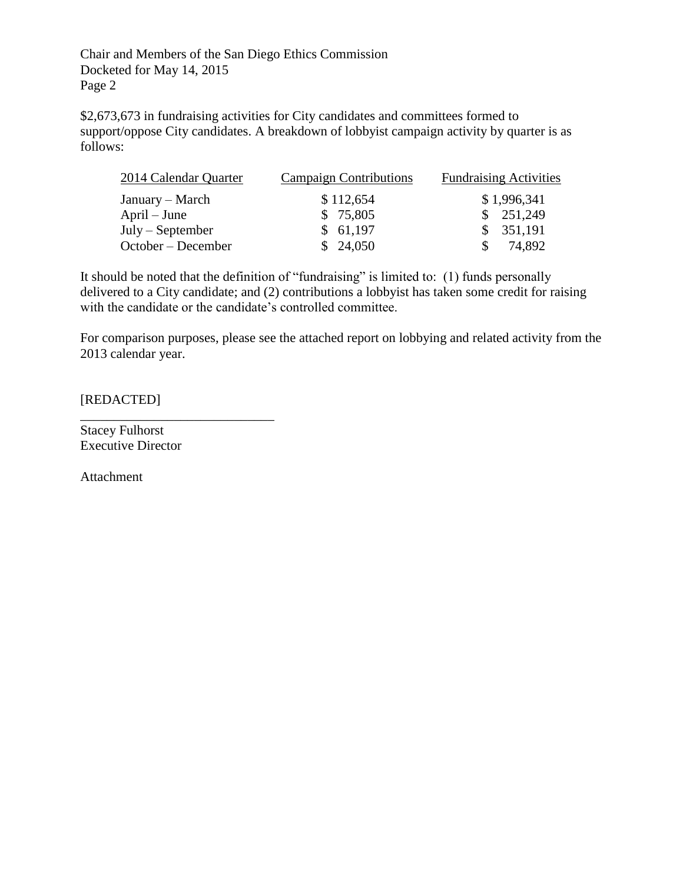$2,673,673 in fundraising activities for City candidates and committees formed to support/oppose City candidates. A breakdown of lobbyist campaign activity by quarter is as follows:

| 2014 Calendar Quarter | Campaign Contributions | Fundraising Activities |
|---|---|---|
| January – March | $ 112,654 | $ 1,996,341 |
| April – June | $ 75,805 | $ 251,249 |
| July – September | $ 61,197 | $ 351,191 |
| October – December | $ 24,050 | $ 74,892 |

It should be noted that the definition of "fundraising" is limited to: (1) funds personally delivered to a City candidate; and (2) contributions a lobbyist has taken some credit for raising with the candidate or the candidate's controlled committee.

For comparison purposes, please see the attached report on lobbying and related activity from the 2013 calendar year.

[REDACTED]

Stacey Fulhorst
Executive Director

Attachment